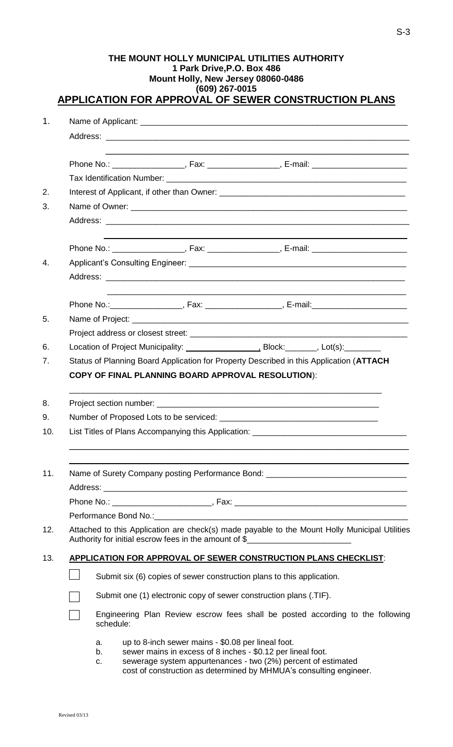**THE MOUNT HOLLY MUNICIPAL UTILITIES AUTHORITY**
**1 Park Drive,P.O. Box 486**
**Mount Holly, New Jersey 08060-0486**
**(609) 267-0015**

# APPLICATION FOR APPROVAL OF SEWER CONSTRUCTION PLANS

1. Name of Applicant: ____________________________________________

   Address: ____________________________________________

   ____________________________________________

   Phone No.: ______________, Fax: ______________, E-mail: ____________________

   Tax Identification Number: ____________________________________________

2. Interest of Applicant, if other than Owner: ____________________________________________

3. Name of Owner: ____________________________________________

   Address: ____________________________________________

   ____________________________________________

   Phone No.: ______________, Fax: ______________, E-mail: ____________________

4. Applicant's Consulting Engineer: ____________________________________________

   Address: ____________________________________________

   ____________________________________________

   Phone No.:______________, Fax: ______________, E-mail:____________________

5. Name of Project: ____________________________________________

   Project address or closest street: ____________________________________________

6. Location of Project Municipality: ______________, Block:_______, Lot(s):________

7. Status of Planning Board Application for Property Described in this Application (**ATTACH COPY OF FINAL PLANNING BOARD APPROVAL RESOLUTION**):

   ____________________________________________

8. Project section number: ____________________________________________

9. Number of Proposed Lots to be serviced: ____________________________________________

10. List Titles of Plans Accompanying this Application: ____________________________________________

    ____________________________________________

    ____________________________________________

11. Name of Surety Company posting Performance Bond: ____________________________________________

    Address: ____________________________________________

    Phone No.: ____________________, Fax: ____________________________________________

    Performance Bond No.:____________________________________________

12. Attached to this Application are check(s) made payable to the Mount Holly Municipal Utilities Authority for initial escrow fees in the amount of $____________________

13. **APPLICATION FOR APPROVAL OF SEWER CONSTRUCTION PLANS CHECKLIST**:

- [ ] Submit six (6) copies of sewer construction plans to this application.
- [ ] Submit one (1) electronic copy of sewer construction plans (.TIF).
- [ ] Engineering Plan Review escrow fees shall be posted according to the following schedule:

    a. up to 8-inch sewer mains - \$0.08 per lineal foot.
    b. sewer mains in excess of 8 inches - \$0.12 per lineal foot.
    c. sewerage system appurtenances - two (2%) percent of estimated cost of construction as determined by MHMUA's consulting engineer.

Revised 03/13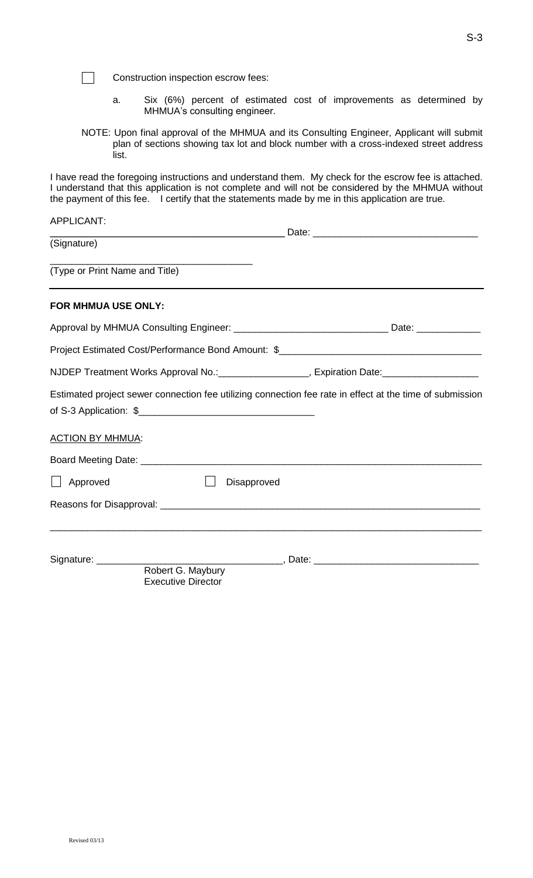☐ Construction inspection escrow fees:

a. Six (6%) percent of estimated cost of improvements as determined by MHMUA's consulting engineer.

NOTE: Upon final approval of the MHMUA and its Consulting Engineer, Applicant will submit plan of sections showing tax lot and block number with a cross-indexed street address list.

I have read the foregoing instructions and understand them. My check for the escrow fee is attached. I understand that this application is not complete and will not be considered by the MHMUA without the payment of this fee. I certify that the statements made by me in this application are true.

APPLICANT:

___________________________________________ Date: ______________________________

(Signature)

______________________________________

(Type or Print Name and Title)

---

**FOR MHMUA USE ONLY:**

Approval by MHMUA Consulting Engineer: _____________________________ Date: ____________

Project Estimated Cost/Performance Bond Amount: $_____________________________________

NJDEP Treatment Works Approval No.:_________________, Expiration Date:__________________

Estimated project sewer connection fee utilizing connection fee rate in effect at the time of submission of S-3 Application: $________________________________

ACTION BY MHMUA:

Board Meeting Date: ______________________________________________________________

☐ Approved ☐ Disapproved

Reasons for Disapproval: ___________________________________________________________

____________________________________________________________________________

Signature: __________________________________, Date: ______________________________

Robert G. Maybury
Executive Director

Revised 03/13